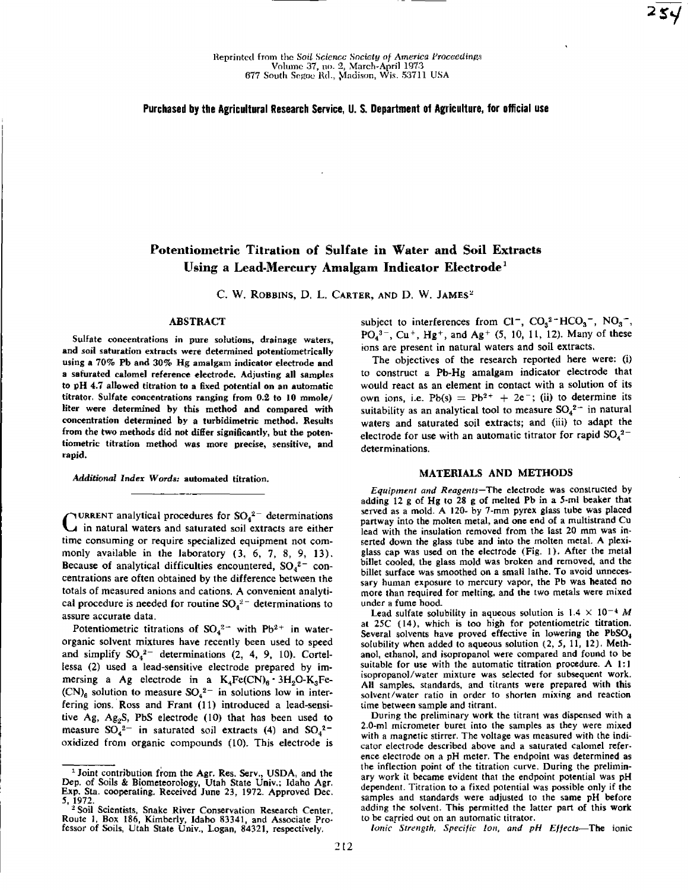Reprinted from the Soil Science Society of America Proceedings
Volume 37, no. 2, March-April 1973
677 South Segoe Rd., Madison, Wis. 53711 USA

**Purchased by the Agricultural Research Service, U. S. Department of Agriculture, for official use**

# Potentiometric Titration of Sulfate in Water and Soil Extracts Using a Lead-Mercury Amalgam Indicator Electrode[1]

C. W. Robbins, D. L. Carter, and D. W. James[2]

## ABSTRACT

**Sulfate concentrations in pure solutions, drainage waters, and soil saturation extracts were determined potentiometrically using a 70% Pb and 30% Hg amalgam indicator electrode and a saturated calomel reference electrode. Adjusting all samples to pH 4.7 allowed titration to a fixed potential on an automatic titrator. Sulfate concentrations ranging from 0.2 to 10 mmole/liter were determined by this method and compared with concentration determined by a turbidimetric method. Results from the two methods did not differ significantly, but the potentiometric titration method was more precise, sensitive, and rapid.**

*Additional Index Words:* **automated titration.**

Current analytical procedures for $SO_4^{2-}$ determinations in natural waters and saturated soil extracts are either time consuming or require specialized equipment not commonly available in the laboratory (3, 6, 7, 8, 9, 13). Because of analytical difficulties encountered, $SO_4^{2-}$ concentrations are often obtained by the difference between the totals of measured anions and cations. A convenient analytical procedure is needed for routine $SO_4^{2-}$ determinations to assure accurate data.

Potentiometric titrations of $SO_4^{2-}$ with $Pb^{2+}$ in water-organic solvent mixtures have recently been used to speed and simplify $SO_4^{2-}$ determinations (2, 4, 9, 10). Cortellessa (2) used a lead-sensitive electrode prepared by immersing a Ag electrode in a $K_4Fe(CN)_6 \cdot 3H_2O$-$K_3Fe(CN)_6$ solution to measure $SO_4^{2-}$ in solutions low in interfering ions. Ross and Frant (11) introduced a lead-sensitive Ag, $Ag_2S$, PbS electrode (10) that has been used to measure $SO_4^{2-}$ in saturated soil extracts (4) and $SO_4^{2-}$ oxidized from organic compounds (10). This electrode is subject to interferences from $Cl^-$, $CO_3^{2-}$-$HCO_3^-$, $NO_3^-$, $PO_4^{3-}$, $Cu^+$, $Hg^+$, and $Ag^+$ (5, 10, 11, 12). Many of these ions are present in natural waters and soil extracts.

The objectives of the research reported here were: (i) to construct a Pb-Hg amalgam indicator electrode that would react as an element in contact with a solution of its own ions, i.e. $Pb(s) = Pb^{2+} + 2e^-$; (ii) to determine its suitability as an analytical tool to measure $SO_4^{2-}$ in natural waters and saturated soil extracts; and (iii) to adapt the electrode for use with an automatic titrator for rapid $SO_4^{2-}$ determinations.

## MATERIALS AND METHODS

*Equipment and Reagents*—The electrode was constructed by adding 12 g of Hg to 28 g of melted Pb in a 5-ml beaker that served as a mold. A 120- by 7-mm pyrex glass tube was placed partway into the molten metal, and one end of a multistrand Cu lead with the insulation removed from the last 20 mm was inserted down the glass tube and into the molten metal. A plexiglass cap was used on the electrode (Fig. 1). After the metal billet cooled, the glass mold was broken and removed, and the billet surface was smoothed on a small lathe. To avoid unnecessary human exposure to mercury vapor, the Pb was heated no more than required for melting, and the two metals were mixed under a fume hood.

Lead sulfate solubility in aqueous solution is $1.4 \times 10^{-4}$ *M* at 25C (14), which is too high for potentiometric titration. Several solvents have proved effective in lowering the $PbSO_4$ solubility when added to aqueous solution (2, 5, 11, 12). Methanol, ethanol, and isopropanol were compared and found to be suitable for use with the automatic titration procedure. A 1:1 isopropanol/water mixture was selected for subsequent work. All samples, standards, and titrants were prepared with this solvent/water ratio in order to shorten mixing and reaction time between sample and titrant.

During the preliminary work the titrant was dispensed with a 2.0-ml micrometer buret into the samples as they were mixed with a magnetic stirrer. The voltage was measured with the indicator electrode described above and a saturated calomel reference electrode on a pH meter. The endpoint was determined as the inflection point of the titration curve. During the preliminary work it became evident that the endpoint potential was pH dependent. Titration to a fixed potential was possible only if the samples and standards were adjusted to the same pH before adding the solvent. This permitted the latter part of this work to be carried out on an automatic titrator.

*Ionic Strength, Specific Ion, and pH Effects*—The ionic

---

[1] Joint contribution from the Agr. Res. Serv., USDA, and the Dep. of Soils & Biometeorology, Utah State Univ.; Idaho Agr. Exp. Sta. cooperating. Received June 23, 1972. Approved Dec. 5, 1972.

[2] Soil Scientists, Snake River Conservation Research Center, Route 1, Box 186, Kimberly, Idaho 83341, and Associate Professor of Soils, Utah State Univ., Logan, 84321, respectively.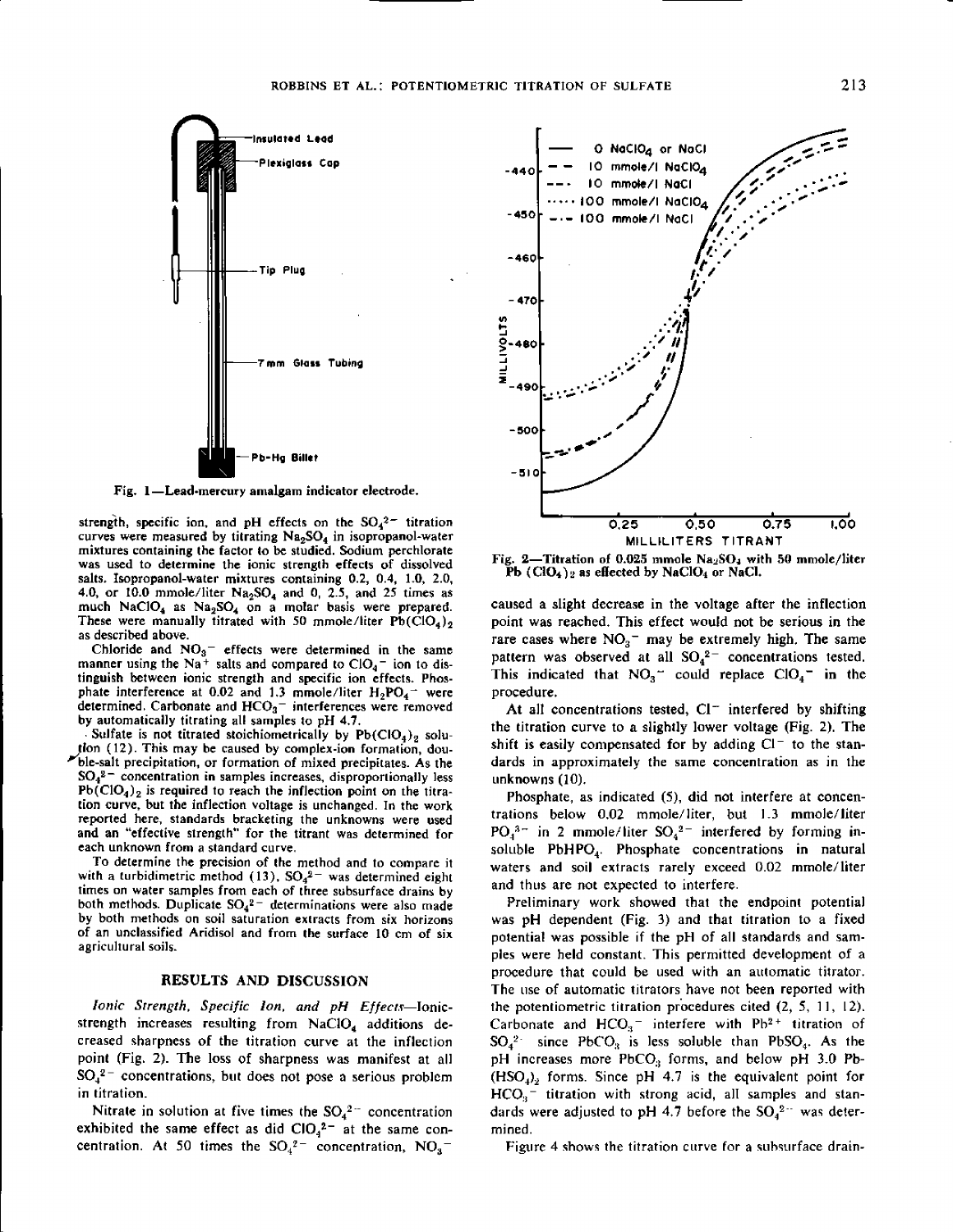Fig. 1—Lead-mercury amalgam indicator electrode.

strength, specific ion, and pH effects on the $SO_4^{2-}$ titration curves were measured by titrating $Na_2SO_4$ in isopropanol-water mixtures containing the factor to be studied. Sodium perchlorate was used to determine the ionic strength effects of dissolved salts. Isopropanol-water mixtures containing 0.2, 0.4, 1.0, 2.0, 4.0, or 10.0 mmole/liter $Na_2SO_4$ and 0, 2.5, and 25 times as much $NaClO_4$ as $Na_2SO_4$ on a molar basis were prepared. These were manually titrated with 50 mmole/liter $Pb(ClO_4)_2$ as described above.

Chloride and $NO_3^-$ effects were determined in the same manner using the $Na^+$ salts and compared to $ClO_4^-$ ion to distinguish between ionic strength and specific ion effects. Phosphate interference at 0.02 and 1.3 mmole/liter $H_2PO_4^-$ were determined. Carbonate and $HCO_3^-$ interferences were removed by automatically titrating all samples to pH 4.7.

Sulfate is not titrated stoichiometrically by $Pb(ClO_4)_2$ solution (12). This may be caused by complex-ion formation, double-salt precipitation, or formation of mixed precipitates. As the $SO_4^{2-}$ concentration in samples increases, disproportionally less $Pb(ClO_4)_2$ is required to reach the inflection point on the titration curve, but the inflection voltage is unchanged. In the work reported here, standards bracketing the unknowns were used and an "effective strength" for the titrant was determined for each unknown from a standard curve.

To determine the precision of the method and to compare it with a turbidimetric method (13), $SO_4^{2-}$ was determined eight times on water samples from each of three subsurface drains by both methods. Duplicate $SO_4^{2-}$ determinations were also made by both methods on soil saturation extracts from six horizons of an unclassified Aridisol and from the surface 10 cm of six agricultural soils.

## RESULTS AND DISCUSSION

*Ionic Strength, Specific Ion, and pH Effects*—Ionic-strength increases resulting from $NaClO_4$ additions decreased sharpness of the titration curve at the inflection point (Fig. 2). The loss of sharpness was manifest at all $SO_4^{2-}$ concentrations, but does not pose a serious problem in titration.

Nitrate in solution at five times the $SO_4^{2-}$ concentration exhibited the same effect as did $ClO_4^{2-}$ at the same concentration. At 50 times the $SO_4^{2-}$ concentration, $NO_3^-$ caused a slight decrease in the voltage after the inflection point was reached. This effect would not be serious in the rare cases where $NO_3^-$ may be extremely high. The same pattern was observed at all $SO_4^{2-}$ concentrations tested. This indicated that $NO_3^-$ could replace $ClO_4^-$ in the procedure.

Fig. 2—Titration of 0.025 mmole $Na_2SO_4$ with 50 mmole/liter $Pb(ClO_4)_2$ as effected by $NaClO_4$ or NaCl.

At all concentrations tested, $Cl^-$ interfered by shifting the titration curve to a slightly lower voltage (Fig. 2). The shift is easily compensated for by adding $Cl^-$ to the standards in approximately the same concentration as in the unknowns (10).

Phosphate, as indicated (5), did not interfere at concentrations below 0.02 mmole/liter, but 1.3 mmole/liter $PO_4^{3-}$ in 2 mmole/liter $SO_4^{2-}$ interfered by forming insoluble $PbHPO_4$. Phosphate concentrations in natural waters and soil extracts rarely exceed 0.02 mmole/liter and thus are not expected to interfere.

Preliminary work showed that the endpoint potential was pH dependent (Fig. 3) and that titration to a fixed potential was possible if the pH of all standards and samples were held constant. This permitted development of a procedure that could be used with an automatic titrator. The use of automatic titrators have not been reported with the potentiometric titration procedures cited (2, 5, 11, 12). Carbonate and $HCO_3^-$ interfere with $Pb^{2+}$ titration of $SO_4^{2-}$ since $PbCO_3$ is less soluble than $PbSO_4$. As the pH increases more $PbCO_3$ forms, and below pH 3.0 $Pb(HSO_4)_2$ forms. Since pH 4.7 is the equivalent point for $HCO_3^-$ titration with strong acid, all samples and standards were adjusted to pH 4.7 before the $SO_4^{2-}$ was determined.

Figure 4 shows the titration curve for a subsurface drain-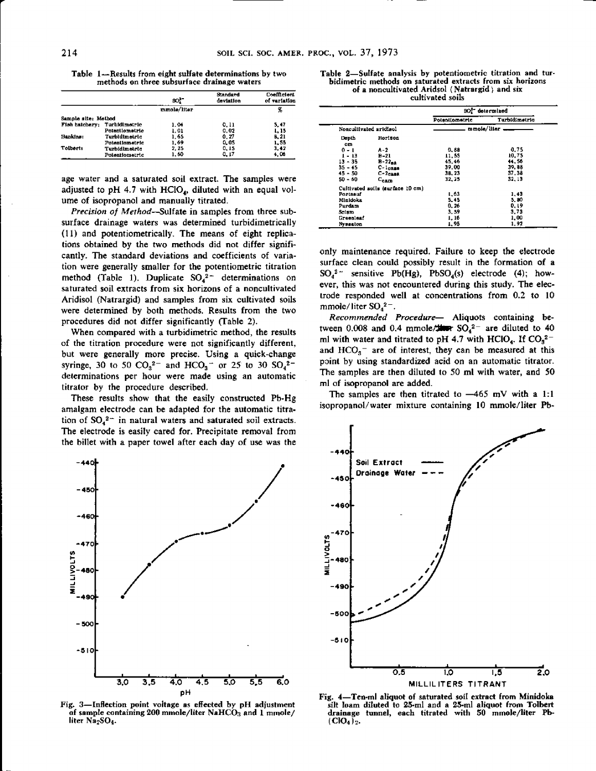Table 1—Results from eight sulfate determinations by two methods on three subsurface drainage waters

| | | $SO_4^{2-}$ | Standard deviation | Coefficient of variation |
|---|---|---|---|---|
| | | mmole/liter | | % |
| Sample site: | Method | | | |
| Fish hatchery: | Turbidimetric | 1.04 | 0.11 | 5.47 |
| | Potentiometric | 1.01 | 0.02 | 1.15 |
| Hankins: | Turbidimetric | 1.65 | 0.27 | 8.21 |
| | Potentiometric | 1.69 | 0.05 | 1.55 |
| Tolbert: | Turbidimetric | 2.25 | 0.15 | 3.42 |
| | Potentiometric | 1.60 | 0.17 | 4.06 |

age water and a saturated soil extract. The samples were adjusted to pH 4.7 with $HClO_4$, diluted with an equal volume of isopropanol and manually titrated.

*Precision of Method*—Sulfate in samples from three subsurface drainage waters was determined turbidimetrically (11) and potentiometrically. The means of eight replications obtained by the two methods did not differ significantly. The standard deviations and coefficients of variation were generally smaller for the potentiometric titration method (Table 1). Duplicate $SO_4^{2-}$ determinations on saturated soil extracts from six horizons of a noncultivated Aridisol (Natrargid) and samples from six cultivated soils were determined by both methods. Results from the two procedures did not differ significantly (Table 2).

When compared with a turbidimetric method, the results of the titration procedure were not significantly different, but were generally more precise. Using a quick-change syringe, 30 to 50 $CO_3^{2-}$ and $HCO_3^-$ or 25 to 30 $SO_4^{2-}$ determinations per hour were made using an automatic titrator by the procedure described.

These results show that the easily constructed Pb-Hg amalgam electrode can be adapted for the automatic titration of $SO_4^{2-}$ in natural waters and saturated soil extracts. The electrode is easily cared for. Precipitate removal from the billet with a paper towel after each day of use was the only maintenance required. Failure to keep the electrode surface clean could possibly result in the formation of a $SO_4^{2-}$ sensitive Pb(Hg), $PbSO_4$(s) electrode (4); however, this was not encountered during this study. The electrode responded well at concentrations from 0.2 to 10 mmole/liter $SO_4^{2-}$.

*Recommended Procedure*— Aliquots containing between 0.008 and 0.4 mmole/liter $SO_4^{2-}$ are diluted to 40 ml with water and titrated to pH 4.7 with $HClO_4$. If $CO_3^{2-}$ and $HCO_3^-$ are of interest, they can be measured at this point by using standardized acid on an automatic titrator. The samples are then diluted to 50 ml with water, and 50 ml of isopropanol are added.

The samples are then titrated to —465 mV with a 1:1 isopropanol/water mixture containing 10 mmole/liter Pb-

Table 2—Sulfate analysis by potentiometric titration and turbidimetric methods on saturated extracts from six horizons of a noncultivated Aridsol (Natrargid) and six cultivated soils

| | | $SO_4^{2-}$ determined | |
|---|---|---|---|
| | | Potentiometric | Turbidimetric |
| Noncultivated aridisol | | mmole/liter | |
| Depth cm | Horizon | | |
| 0 - 1 | A-2 | 0.88 | 0.75 |
| 1 - 13 | B-21 | 11.55 | 10.75 |
| 13 - 35 | $B-22_{sa}$ | 45.46 | 44.56 |
| 35 - 45 | $C-1_{csa}$ | 39.00 | 39.88 |
| 45 - 50 | $C-2_{csa}$ | 38.23 | 37.38 |
| 50 - 60 | $C_{cam}$ | 32.25 | 32.13 |
| Cultivated soils (surface 10 cm) | | | |
| Portneuf | | 1.63 | 1.43 |
| Minidoka | | 5.45 | 5.80 |
| Purdam | | 0.26 | 0.19 |
| Sciam | | 3.59 | 3.73 |
| Greenleaf | | 1.16 | 1.00 |
| Nyssaton | | 1.95 | 1.92 |

Fig. 3—Inflection point voltage as effected by pH adjustment of sample containing 200 mmole/liter $NaHCO_3$ and 1 mmole/liter $Na_2SO_4$.

Fig. 4—Ten-ml aliquot of saturated soil extract from Minidoka silt loam diluted to 25-ml and a 25-ml aliquot from Tolbert drainage tunnel, each titrated with 50 mmole/liter $Pb(ClO_4)_2$.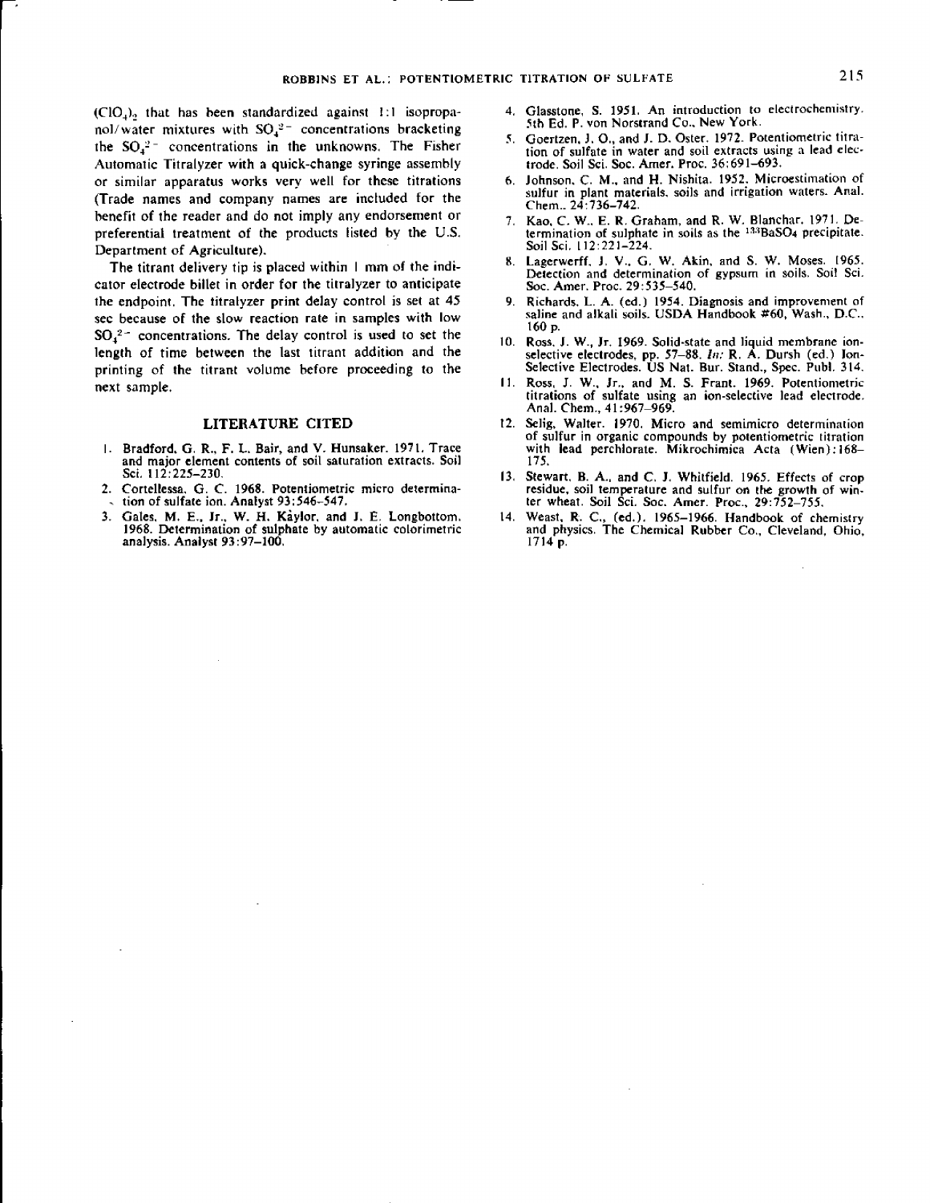$(ClO_4)_2$ that has been standardized against 1:1 isopropanol/water mixtures with $SO_4^{2-}$ concentrations bracketing the $SO_4^{2-}$ concentrations in the unknowns. The Fisher Automatic Titralyzer with a quick-change syringe assembly or similar apparatus works very well for these titrations (Trade names and company names are included for the benefit of the reader and do not imply any endorsement or preferential treatment of the products listed by the U.S. Department of Agriculture).

The titrant delivery tip is placed within 1 mm of the indicator electrode billet in order for the titralyzer to anticipate the endpoint. The titralyzer print delay control is set at 45 sec because of the slow reaction rate in samples with low $SO_4^{2-}$ concentrations. The delay control is used to set the length of time between the last titrant addition and the printing of the titrant volume before proceeding to the next sample.

## LITERATURE CITED

1. Bradford, G. R., F. L. Bair, and V. Hunsaker. 1971. Trace and major element contents of soil saturation extracts. Soil Sci. 112:225–230.
2. Cortellessa, G. C. 1968. Potentiometric micro determination of sulfate ion. Analyst 93:546–547.
3. Gales, M. E., Jr., W. H. Kaylor, and J. E. Longbottom. 1968. Determination of sulphate by automatic colorimetric analysis. Analyst 93:97–100.
4. Glasstone, S. 1951. An introduction to electrochemistry. 5th Ed. P. von Norstrand Co., New York.
5. Goertzen, J. O., and J. D. Oster. 1972. Potentiometric titration of sulfate in water and soil extracts using a lead electrode. Soil Sci. Soc. Amer. Proc. 36:691–693.
6. Johnson, C. M., and H. Nishita. 1952. Microestimation of sulfur in plant materials, soils and irrigation waters. Anal. Chem.. 24:736–742.
7. Kao, C. W., E. R. Graham, and R. W. Blanchar. 1971. Determination of sulphate in soils as the $^{133}BaSO_4$ precipitate. Soil Sci. 112:221–224.
8. Lagerwerff, J. V., G. W. Akin, and S. W. Moses. 1965. Detection and determination of gypsum in soils. Soil Sci. Soc. Amer. Proc. 29:535–540.
9. Richards, L. A. (ed.) 1954. Diagnosis and improvement of saline and alkali soils. USDA Handbook #60, Wash., D.C., 160 p.
10. Ross, J. W., Jr. 1969. Solid-state and liquid membrane ion-selective electrodes, pp. 57–88. *In:* R. A. Dursh (ed.) Ion-Selective Electrodes. US Nat. Bur. Stand., Spec. Publ. 314.
11. Ross, J. W., Jr., and M. S. Frant. 1969. Potentiometric titrations of sulfate using an ion-selective lead electrode. Anal. Chem., 41:967–969.
12. Selig, Walter. 1970. Micro and semimicro determination of sulfur in organic compounds by potentiometric titration with lead perchlorate. Mikrochimica Acta (Wien): 168–175.
13. Stewart, B. A., and C. J. Whitfield. 1965. Effects of crop residue, soil temperature and sulfur on the growth of winter wheat. Soil Sci. Soc. Amer. Proc., 29:752–755.
14. Weast, R. C., (ed.). 1965–1966. Handbook of chemistry and physics. The Chemical Rubber Co., Cleveland, Ohio, 1714 p.